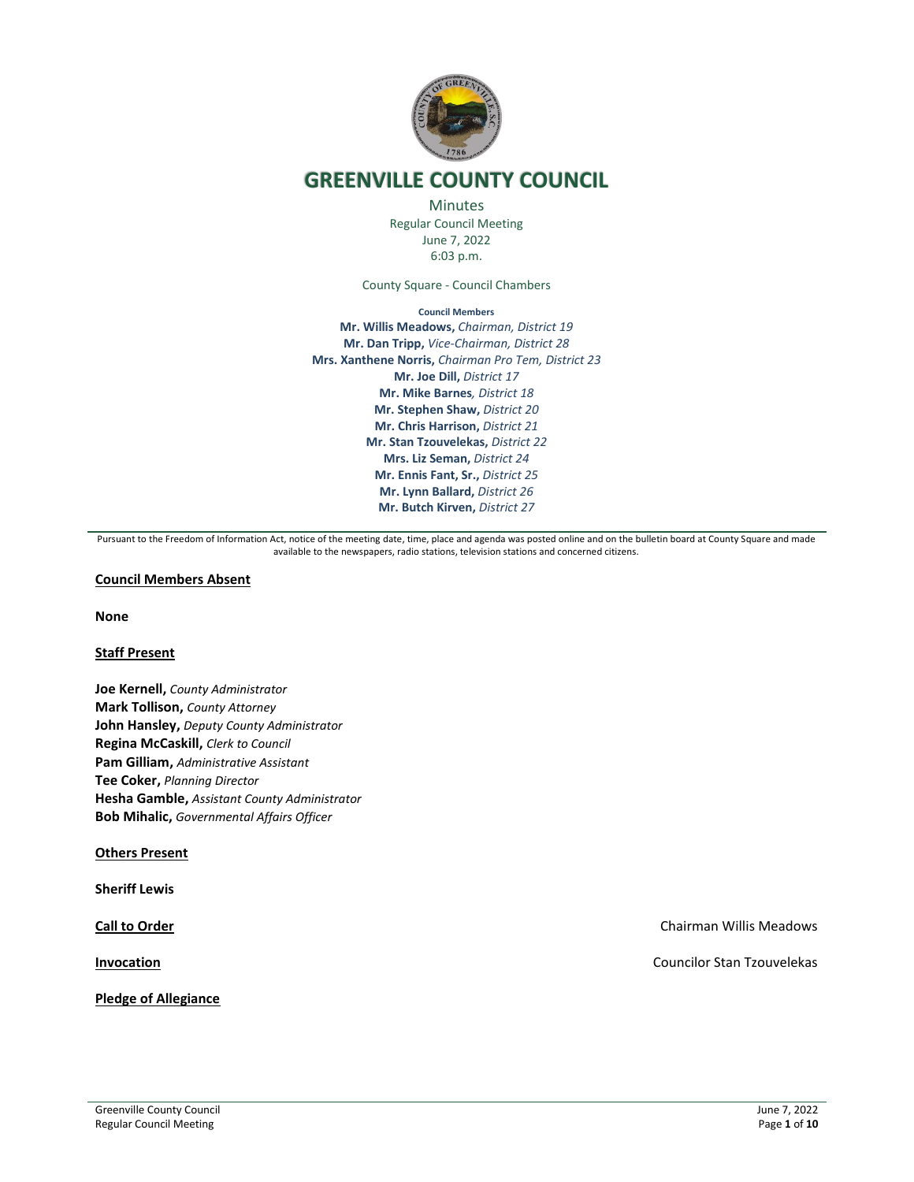# GREENVILLE COUNTY COUNCIL

Minutes
Regular Council Meeting
June 7, 2022
6:03 p.m.

County Square - Council Chambers

**Council Members**

**Mr. Willis Meadows,** *Chairman, District 19*
**Mr. Dan Tripp,** *Vice-Chairman, District 28*
**Mrs. Xanthene Norris,** *Chairman Pro Tem, District 23*
**Mr. Joe Dill,** *District 17*
**Mr. Mike Barnes***, District 18*
**Mr. Stephen Shaw,** *District 20*
**Mr. Chris Harrison,** *District 21*
**Mr. Stan Tzouvelekas,** *District 22*
**Mrs. Liz Seman,** *District 24*
**Mr. Ennis Fant, Sr.,** *District 25*
**Mr. Lynn Ballard,** *District 26*
**Mr. Butch Kirven,** *District 27*

Pursuant to the Freedom of Information Act, notice of the meeting date, time, place and agenda was posted online and on the bulletin board at County Square and made available to the newspapers, radio stations, television stations and concerned citizens.

**Council Members Absent**

**None**

**Staff Present**

**Joe Kernell,** *County Administrator*
**Mark Tollison,** *County Attorney*
**John Hansley,** *Deputy County Administrator*
**Regina McCaskill,** *Clerk to Council*
**Pam Gilliam,** *Administrative Assistant*
**Tee Coker,** *Planning Director*
**Hesha Gamble,** *Assistant County Administrator*
**Bob Mihalic,** *Governmental Affairs Officer*

**Others Present**

**Sheriff Lewis**

**Call to Order** — Chairman Willis Meadows

**Invocation** — Councilor Stan Tzouvelekas

**Pledge of Allegiance**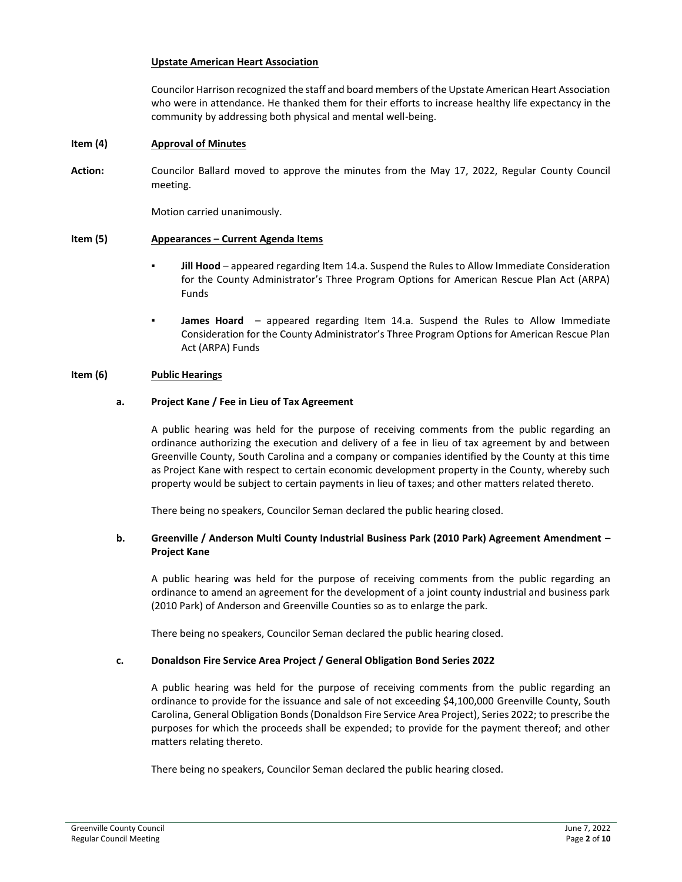**Upstate American Heart Association**

Councilor Harrison recognized the staff and board members of the Upstate American Heart Association who were in attendance. He thanked them for their efforts to increase healthy life expectancy in the community by addressing both physical and mental well-being.

**Item (4) Approval of Minutes**

**Action:** Councilor Ballard moved to approve the minutes from the May 17, 2022, Regular County Council meeting.

Motion carried unanimously.

**Item (5) Appearances – Current Agenda Items**

- **Jill Hood** – appeared regarding Item 14.a. Suspend the Rules to Allow Immediate Consideration for the County Administrator's Three Program Options for American Rescue Plan Act (ARPA) Funds
- **James Hoard** – appeared regarding Item 14.a. Suspend the Rules to Allow Immediate Consideration for the County Administrator's Three Program Options for American Rescue Plan Act (ARPA) Funds

**Item (6) Public Hearings**

**a. Project Kane / Fee in Lieu of Tax Agreement**

A public hearing was held for the purpose of receiving comments from the public regarding an ordinance authorizing the execution and delivery of a fee in lieu of tax agreement by and between Greenville County, South Carolina and a company or companies identified by the County at this time as Project Kane with respect to certain economic development property in the County, whereby such property would be subject to certain payments in lieu of taxes; and other matters related thereto.

There being no speakers, Councilor Seman declared the public hearing closed.

**b. Greenville / Anderson Multi County Industrial Business Park (2010 Park) Agreement Amendment – Project Kane**

A public hearing was held for the purpose of receiving comments from the public regarding an ordinance to amend an agreement for the development of a joint county industrial and business park (2010 Park) of Anderson and Greenville Counties so as to enlarge the park.

There being no speakers, Councilor Seman declared the public hearing closed.

**c. Donaldson Fire Service Area Project / General Obligation Bond Series 2022**

A public hearing was held for the purpose of receiving comments from the public regarding an ordinance to provide for the issuance and sale of not exceeding $4,100,000 Greenville County, South Carolina, General Obligation Bonds (Donaldson Fire Service Area Project), Series 2022; to prescribe the purposes for which the proceeds shall be expended; to provide for the payment thereof; and other matters relating thereto.

There being no speakers, Councilor Seman declared the public hearing closed.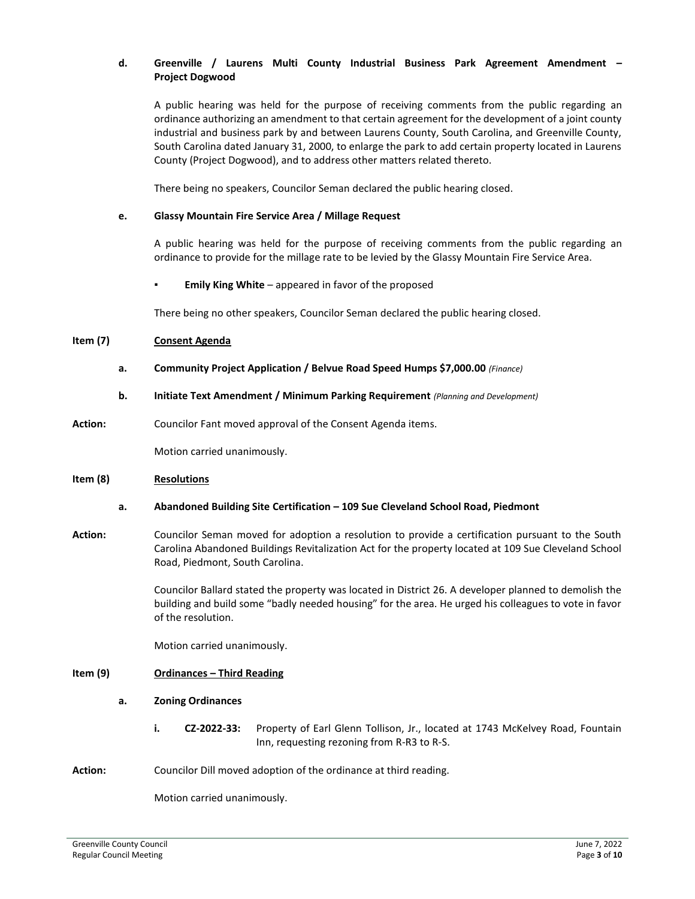**d. Greenville / Laurens Multi County Industrial Business Park Agreement Amendment – Project Dogwood**

A public hearing was held for the purpose of receiving comments from the public regarding an ordinance authorizing an amendment to that certain agreement for the development of a joint county industrial and business park by and between Laurens County, South Carolina, and Greenville County, South Carolina dated January 31, 2000, to enlarge the park to add certain property located in Laurens County (Project Dogwood), and to address other matters related thereto.

There being no speakers, Councilor Seman declared the public hearing closed.

**e. Glassy Mountain Fire Service Area / Millage Request**

A public hearing was held for the purpose of receiving comments from the public regarding an ordinance to provide for the millage rate to be levied by the Glassy Mountain Fire Service Area.

- **Emily King White** – appeared in favor of the proposed

There being no other speakers, Councilor Seman declared the public hearing closed.

**Item (7) Consent Agenda**

**a. Community Project Application / Belvue Road Speed Humps $7,000.00** *(Finance)*

**b. Initiate Text Amendment / Minimum Parking Requirement** *(Planning and Development)*

**Action:** Councilor Fant moved approval of the Consent Agenda items.

Motion carried unanimously.

**Item (8) Resolutions**

**a. Abandoned Building Site Certification – 109 Sue Cleveland School Road, Piedmont**

**Action:** Councilor Seman moved for adoption a resolution to provide a certification pursuant to the South Carolina Abandoned Buildings Revitalization Act for the property located at 109 Sue Cleveland School Road, Piedmont, South Carolina.

Councilor Ballard stated the property was located in District 26. A developer planned to demolish the building and build some "badly needed housing" for the area. He urged his colleagues to vote in favor of the resolution.

Motion carried unanimously.

**Item (9) Ordinances – Third Reading**

**a. Zoning Ordinances**

**i. CZ-2022-33:** Property of Earl Glenn Tollison, Jr., located at 1743 McKelvey Road, Fountain Inn, requesting rezoning from R-R3 to R-S.

**Action:** Councilor Dill moved adoption of the ordinance at third reading.

Motion carried unanimously.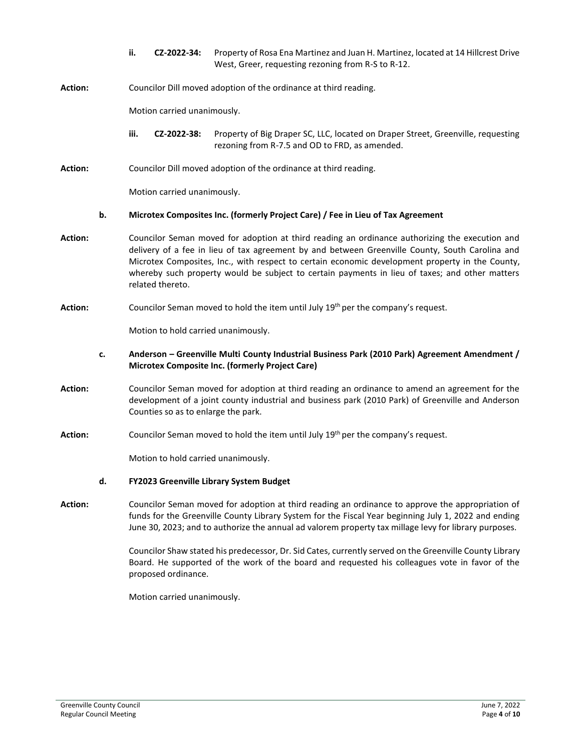**ii.** **CZ-2022-34:** Property of Rosa Ena Martinez and Juan H. Martinez, located at 14 Hillcrest Drive West, Greer, requesting rezoning from R-S to R-12.

**Action:** Councilor Dill moved adoption of the ordinance at third reading.

Motion carried unanimously.

**iii.** **CZ-2022-38:** Property of Big Draper SC, LLC, located on Draper Street, Greenville, requesting rezoning from R-7.5 and OD to FRD, as amended.

**Action:** Councilor Dill moved adoption of the ordinance at third reading.

Motion carried unanimously.

**b.** **Microtex Composites Inc. (formerly Project Care) / Fee in Lieu of Tax Agreement**

**Action:** Councilor Seman moved for adoption at third reading an ordinance authorizing the execution and delivery of a fee in lieu of tax agreement by and between Greenville County, South Carolina and Microtex Composites, Inc., with respect to certain economic development property in the County, whereby such property would be subject to certain payments in lieu of taxes; and other matters related thereto.

**Action:** Councilor Seman moved to hold the item until July 19th per the company's request.

Motion to hold carried unanimously.

**c.** **Anderson – Greenville Multi County Industrial Business Park (2010 Park) Agreement Amendment / Microtex Composite Inc. (formerly Project Care)**

**Action:** Councilor Seman moved for adoption at third reading an ordinance to amend an agreement for the development of a joint county industrial and business park (2010 Park) of Greenville and Anderson Counties so as to enlarge the park.

**Action:** Councilor Seman moved to hold the item until July 19th per the company's request.

Motion to hold carried unanimously.

**d.** **FY2023 Greenville Library System Budget**

**Action:** Councilor Seman moved for adoption at third reading an ordinance to approve the appropriation of funds for the Greenville County Library System for the Fiscal Year beginning July 1, 2022 and ending June 30, 2023; and to authorize the annual ad valorem property tax millage levy for library purposes.

Councilor Shaw stated his predecessor, Dr. Sid Cates, currently served on the Greenville County Library Board. He supported of the work of the board and requested his colleagues vote in favor of the proposed ordinance.

Motion carried unanimously.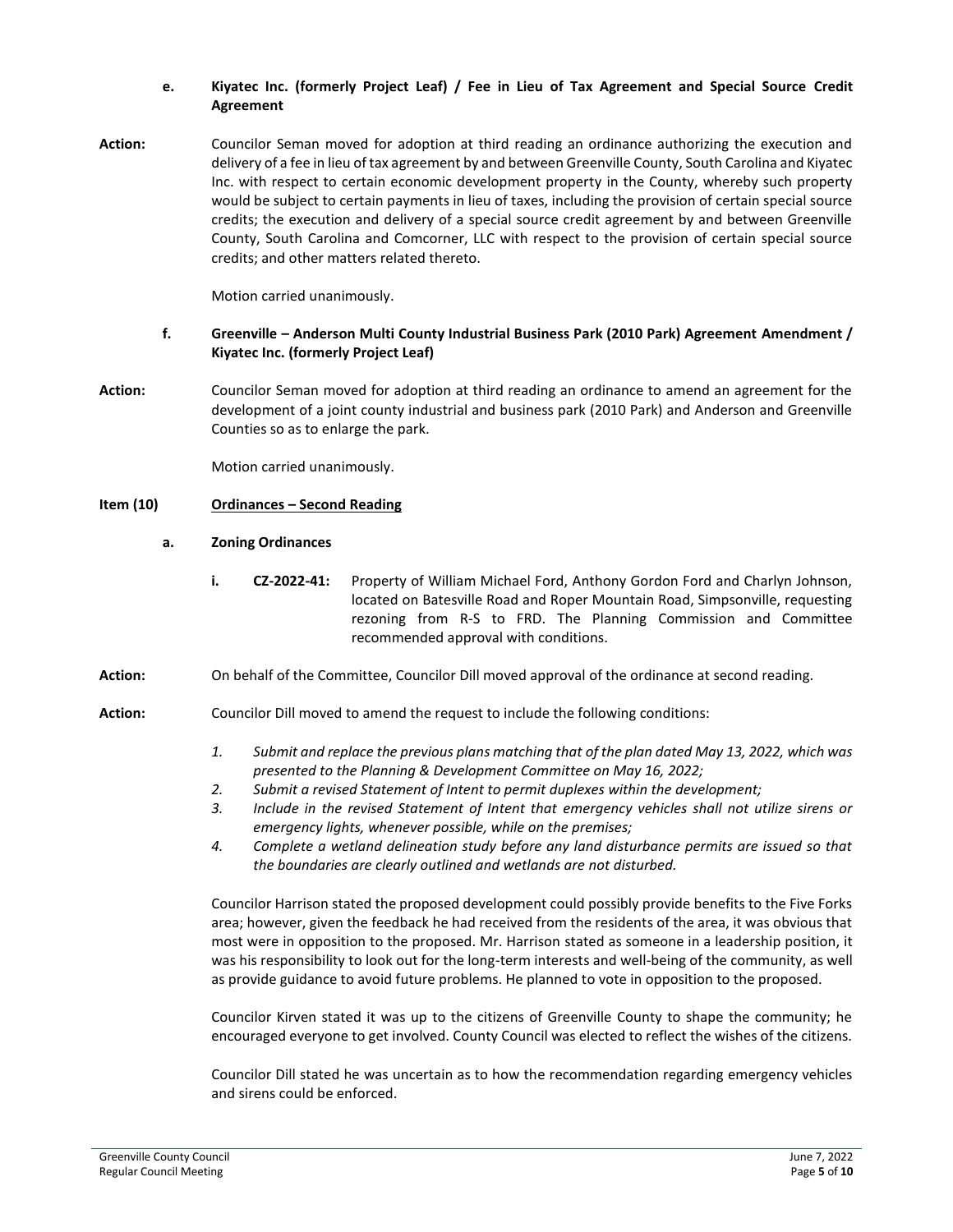**e. Kiyatec Inc. (formerly Project Leaf) / Fee in Lieu of Tax Agreement and Special Source Credit Agreement**

**Action:** Councilor Seman moved for adoption at third reading an ordinance authorizing the execution and delivery of a fee in lieu of tax agreement by and between Greenville County, South Carolina and Kiyatec Inc. with respect to certain economic development property in the County, whereby such property would be subject to certain payments in lieu of taxes, including the provision of certain special source credits; the execution and delivery of a special source credit agreement by and between Greenville County, South Carolina and Comcorner, LLC with respect to the provision of certain special source credits; and other matters related thereto.

Motion carried unanimously.

**f. Greenville – Anderson Multi County Industrial Business Park (2010 Park) Agreement Amendment / Kiyatec Inc. (formerly Project Leaf)**

**Action:** Councilor Seman moved for adoption at third reading an ordinance to amend an agreement for the development of a joint county industrial and business park (2010 Park) and Anderson and Greenville Counties so as to enlarge the park.

Motion carried unanimously.

**Item (10) Ordinances – Second Reading**

**a. Zoning Ordinances**

**i. CZ-2022-41:** Property of William Michael Ford, Anthony Gordon Ford and Charlyn Johnson, located on Batesville Road and Roper Mountain Road, Simpsonville, requesting rezoning from R-S to FRD. The Planning Commission and Committee recommended approval with conditions.

**Action:** On behalf of the Committee, Councilor Dill moved approval of the ordinance at second reading.

**Action:** Councilor Dill moved to amend the request to include the following conditions:

1. *Submit and replace the previous plans matching that of the plan dated May 13, 2022, which was presented to the Planning & Development Committee on May 16, 2022;*
2. *Submit a revised Statement of Intent to permit duplexes within the development;*
3. *Include in the revised Statement of Intent that emergency vehicles shall not utilize sirens or emergency lights, whenever possible, while on the premises;*
4. *Complete a wetland delineation study before any land disturbance permits are issued so that the boundaries are clearly outlined and wetlands are not disturbed.*

Councilor Harrison stated the proposed development could possibly provide benefits to the Five Forks area; however, given the feedback he had received from the residents of the area, it was obvious that most were in opposition to the proposed. Mr. Harrison stated as someone in a leadership position, it was his responsibility to look out for the long-term interests and well-being of the community, as well as provide guidance to avoid future problems. He planned to vote in opposition to the proposed.

Councilor Kirven stated it was up to the citizens of Greenville County to shape the community; he encouraged everyone to get involved. County Council was elected to reflect the wishes of the citizens.

Councilor Dill stated he was uncertain as to how the recommendation regarding emergency vehicles and sirens could be enforced.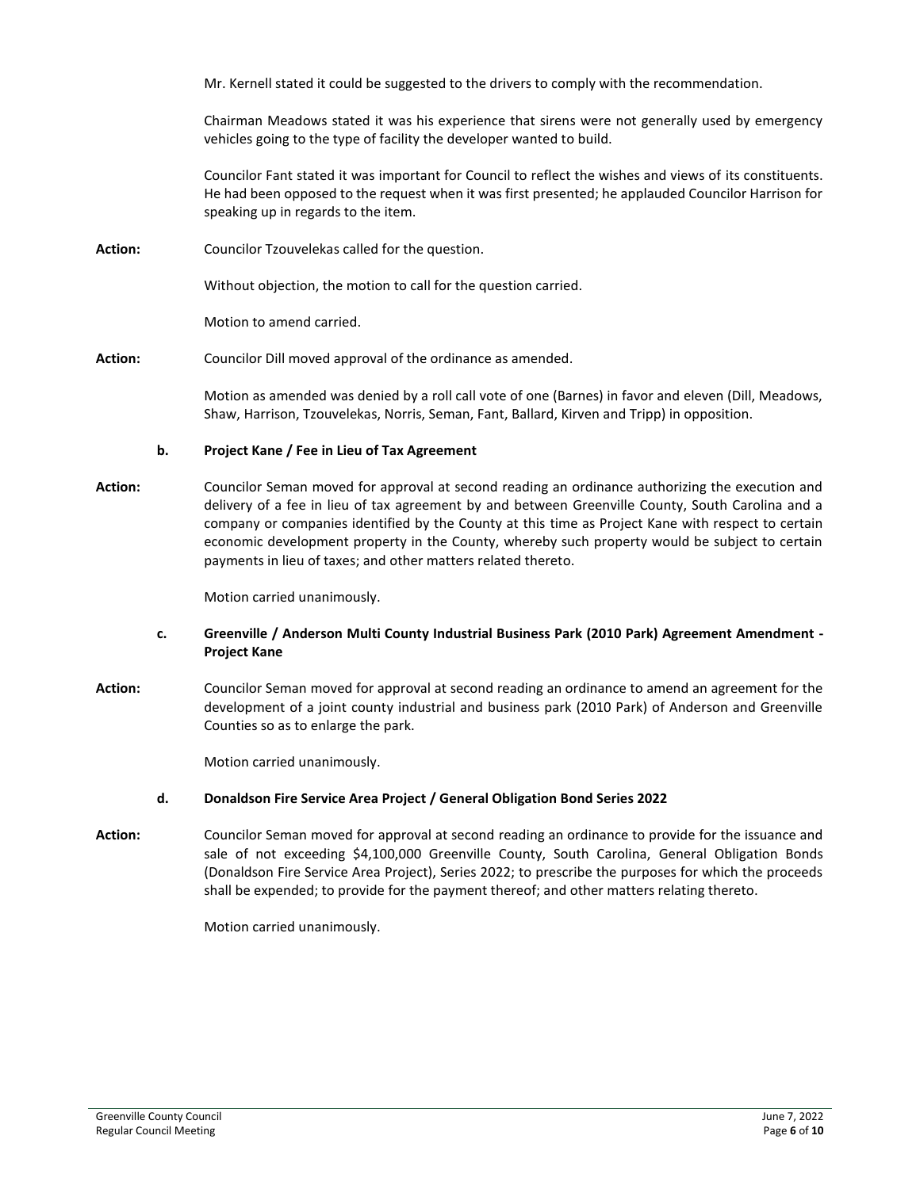Mr. Kernell stated it could be suggested to the drivers to comply with the recommendation.

Chairman Meadows stated it was his experience that sirens were not generally used by emergency vehicles going to the type of facility the developer wanted to build.

Councilor Fant stated it was important for Council to reflect the wishes and views of its constituents. He had been opposed to the request when it was first presented; he applauded Councilor Harrison for speaking up in regards to the item.

**Action:** Councilor Tzouvelekas called for the question.

Without objection, the motion to call for the question carried.

Motion to amend carried.

**Action:** Councilor Dill moved approval of the ordinance as amended.

Motion as amended was denied by a roll call vote of one (Barnes) in favor and eleven (Dill, Meadows, Shaw, Harrison, Tzouvelekas, Norris, Seman, Fant, Ballard, Kirven and Tripp) in opposition.

**b. Project Kane / Fee in Lieu of Tax Agreement**

**Action:** Councilor Seman moved for approval at second reading an ordinance authorizing the execution and delivery of a fee in lieu of tax agreement by and between Greenville County, South Carolina and a company or companies identified by the County at this time as Project Kane with respect to certain economic development property in the County, whereby such property would be subject to certain payments in lieu of taxes; and other matters related thereto.

Motion carried unanimously.

**c. Greenville / Anderson Multi County Industrial Business Park (2010 Park) Agreement Amendment - Project Kane**

**Action:** Councilor Seman moved for approval at second reading an ordinance to amend an agreement for the development of a joint county industrial and business park (2010 Park) of Anderson and Greenville Counties so as to enlarge the park.

Motion carried unanimously.

**d. Donaldson Fire Service Area Project / General Obligation Bond Series 2022**

**Action:** Councilor Seman moved for approval at second reading an ordinance to provide for the issuance and sale of not exceeding $4,100,000 Greenville County, South Carolina, General Obligation Bonds (Donaldson Fire Service Area Project), Series 2022; to prescribe the purposes for which the proceeds shall be expended; to provide for the payment thereof; and other matters relating thereto.

Motion carried unanimously.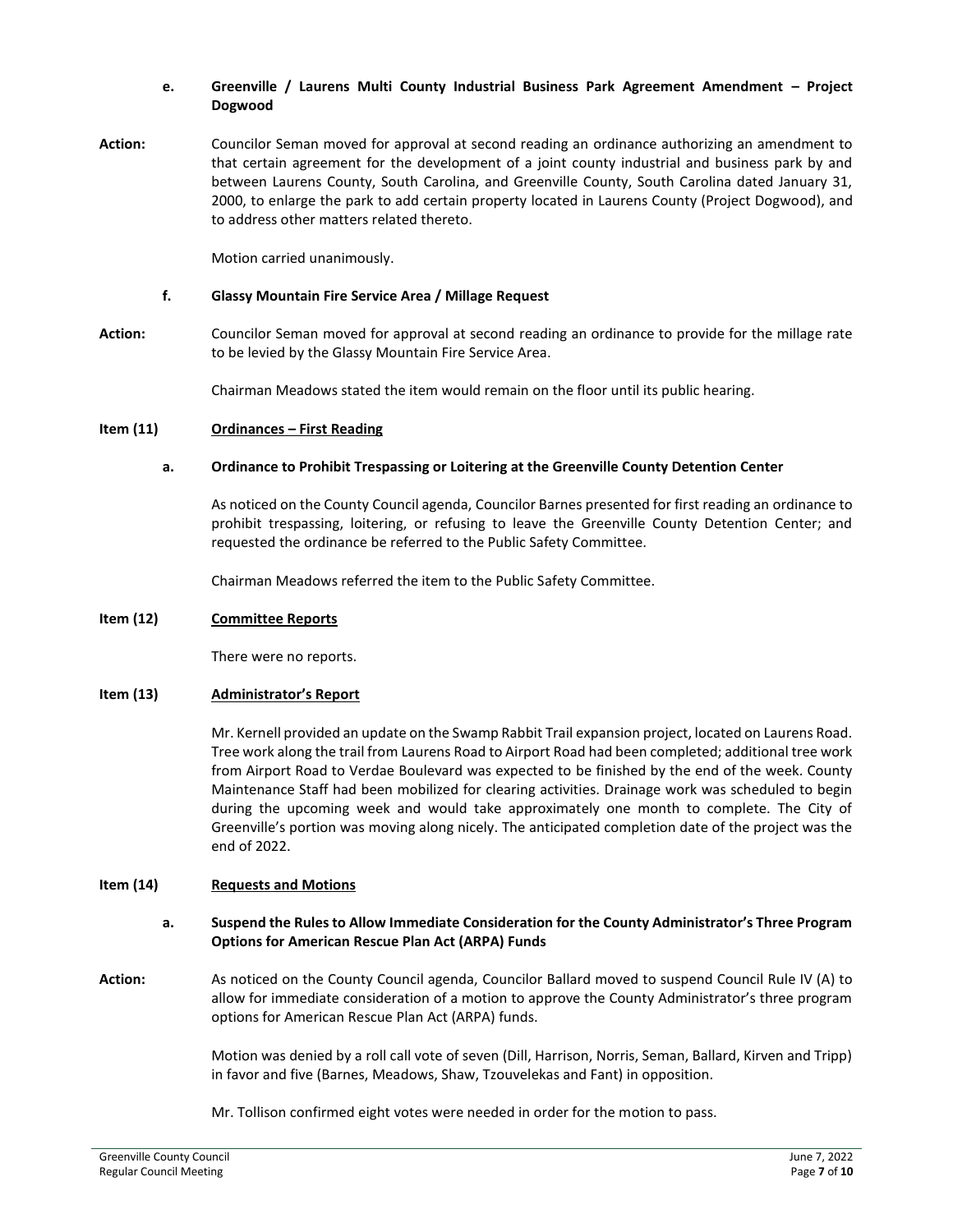**e. Greenville / Laurens Multi County Industrial Business Park Agreement Amendment – Project Dogwood**

**Action:** Councilor Seman moved for approval at second reading an ordinance authorizing an amendment to that certain agreement for the development of a joint county industrial and business park by and between Laurens County, South Carolina, and Greenville County, South Carolina dated January 31, 2000, to enlarge the park to add certain property located in Laurens County (Project Dogwood), and to address other matters related thereto.

Motion carried unanimously.

**f. Glassy Mountain Fire Service Area / Millage Request**

**Action:** Councilor Seman moved for approval at second reading an ordinance to provide for the millage rate to be levied by the Glassy Mountain Fire Service Area.

Chairman Meadows stated the item would remain on the floor until its public hearing.

**Item (11) Ordinances – First Reading**

**a. Ordinance to Prohibit Trespassing or Loitering at the Greenville County Detention Center**

As noticed on the County Council agenda, Councilor Barnes presented for first reading an ordinance to prohibit trespassing, loitering, or refusing to leave the Greenville County Detention Center; and requested the ordinance be referred to the Public Safety Committee.

Chairman Meadows referred the item to the Public Safety Committee.

**Item (12) Committee Reports**

There were no reports.

**Item (13) Administrator's Report**

Mr. Kernell provided an update on the Swamp Rabbit Trail expansion project, located on Laurens Road. Tree work along the trail from Laurens Road to Airport Road had been completed; additional tree work from Airport Road to Verdae Boulevard was expected to be finished by the end of the week. County Maintenance Staff had been mobilized for clearing activities. Drainage work was scheduled to begin during the upcoming week and would take approximately one month to complete. The City of Greenville's portion was moving along nicely. The anticipated completion date of the project was the end of 2022.

**Item (14) Requests and Motions**

**a. Suspend the Rules to Allow Immediate Consideration for the County Administrator's Three Program Options for American Rescue Plan Act (ARPA) Funds**

**Action:** As noticed on the County Council agenda, Councilor Ballard moved to suspend Council Rule IV (A) to allow for immediate consideration of a motion to approve the County Administrator's three program options for American Rescue Plan Act (ARPA) funds.

Motion was denied by a roll call vote of seven (Dill, Harrison, Norris, Seman, Ballard, Kirven and Tripp) in favor and five (Barnes, Meadows, Shaw, Tzouvelekas and Fant) in opposition.

Mr. Tollison confirmed eight votes were needed in order for the motion to pass.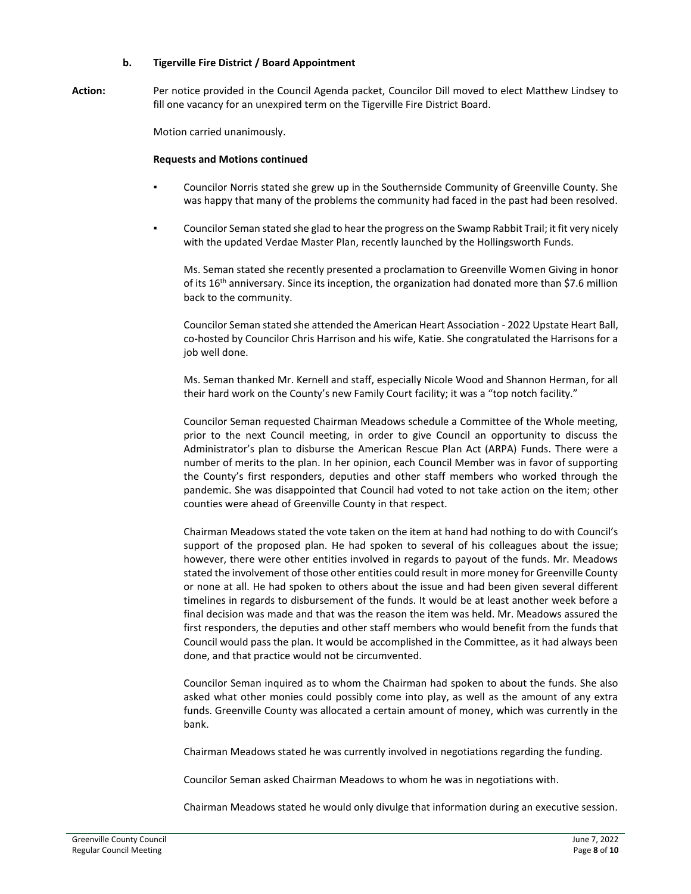**b. Tigerville Fire District / Board Appointment**

**Action:** Per notice provided in the Council Agenda packet, Councilor Dill moved to elect Matthew Lindsey to fill one vacancy for an unexpired term on the Tigerville Fire District Board.

Motion carried unanimously.

**Requests and Motions continued**

- Councilor Norris stated she grew up in the Southernside Community of Greenville County. She was happy that many of the problems the community had faced in the past had been resolved.

- Councilor Seman stated she glad to hear the progress on the Swamp Rabbit Trail; it fit very nicely with the updated Verdae Master Plan, recently launched by the Hollingsworth Funds.

  Ms. Seman stated she recently presented a proclamation to Greenville Women Giving in honor of its 16th anniversary. Since its inception, the organization had donated more than $7.6 million back to the community.

  Councilor Seman stated she attended the American Heart Association - 2022 Upstate Heart Ball, co-hosted by Councilor Chris Harrison and his wife, Katie. She congratulated the Harrisons for a job well done.

  Ms. Seman thanked Mr. Kernell and staff, especially Nicole Wood and Shannon Herman, for all their hard work on the County's new Family Court facility; it was a "top notch facility."

  Councilor Seman requested Chairman Meadows schedule a Committee of the Whole meeting, prior to the next Council meeting, in order to give Council an opportunity to discuss the Administrator's plan to disburse the American Rescue Plan Act (ARPA) Funds. There were a number of merits to the plan. In her opinion, each Council Member was in favor of supporting the County's first responders, deputies and other staff members who worked through the pandemic. She was disappointed that Council had voted to not take action on the item; other counties were ahead of Greenville County in that respect.

  Chairman Meadows stated the vote taken on the item at hand had nothing to do with Council's support of the proposed plan. He had spoken to several of his colleagues about the issue; however, there were other entities involved in regards to payout of the funds. Mr. Meadows stated the involvement of those other entities could result in more money for Greenville County or none at all. He had spoken to others about the issue and had been given several different timelines in regards to disbursement of the funds. It would be at least another week before a final decision was made and that was the reason the item was held. Mr. Meadows assured the first responders, the deputies and other staff members who would benefit from the funds that Council would pass the plan. It would be accomplished in the Committee, as it had always been done, and that practice would not be circumvented.

  Councilor Seman inquired as to whom the Chairman had spoken to about the funds. She also asked what other monies could possibly come into play, as well as the amount of any extra funds. Greenville County was allocated a certain amount of money, which was currently in the bank.

  Chairman Meadows stated he was currently involved in negotiations regarding the funding.

  Councilor Seman asked Chairman Meadows to whom he was in negotiations with.

  Chairman Meadows stated he would only divulge that information during an executive session.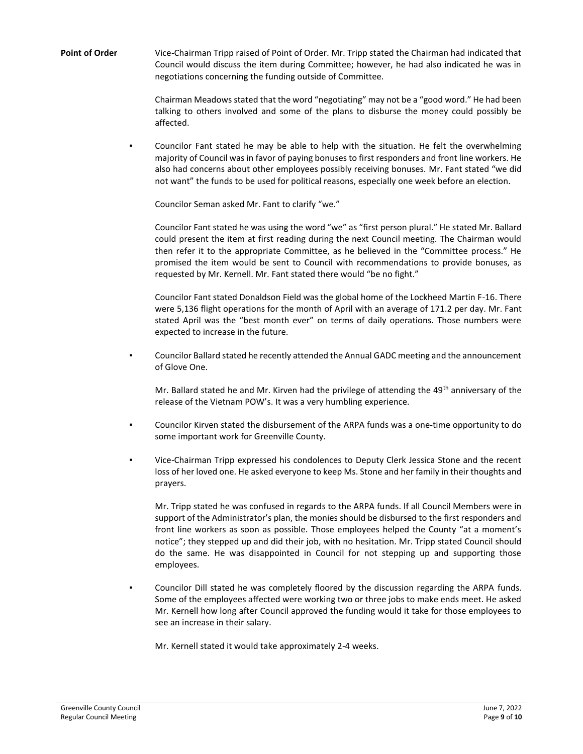**Point of Order** Vice-Chairman Tripp raised of Point of Order. Mr. Tripp stated the Chairman had indicated that Council would discuss the item during Committee; however, he had also indicated he was in negotiations concerning the funding outside of Committee.

Chairman Meadows stated that the word "negotiating" may not be a "good word." He had been talking to others involved and some of the plans to disburse the money could possibly be affected.

- Councilor Fant stated he may be able to help with the situation. He felt the overwhelming majority of Council was in favor of paying bonuses to first responders and front line workers. He also had concerns about other employees possibly receiving bonuses. Mr. Fant stated "we did not want" the funds to be used for political reasons, especially one week before an election.

  Councilor Seman asked Mr. Fant to clarify "we."

  Councilor Fant stated he was using the word "we" as "first person plural." He stated Mr. Ballard could present the item at first reading during the next Council meeting. The Chairman would then refer it to the appropriate Committee, as he believed in the "Committee process." He promised the item would be sent to Council with recommendations to provide bonuses, as requested by Mr. Kernell. Mr. Fant stated there would "be no fight."

  Councilor Fant stated Donaldson Field was the global home of the Lockheed Martin F-16. There were 5,136 flight operations for the month of April with an average of 171.2 per day. Mr. Fant stated April was the "best month ever" on terms of daily operations. Those numbers were expected to increase in the future.

- Councilor Ballard stated he recently attended the Annual GADC meeting and the announcement of Glove One.

  Mr. Ballard stated he and Mr. Kirven had the privilege of attending the 49th anniversary of the release of the Vietnam POW's. It was a very humbling experience.

- Councilor Kirven stated the disbursement of the ARPA funds was a one-time opportunity to do some important work for Greenville County.

- Vice-Chairman Tripp expressed his condolences to Deputy Clerk Jessica Stone and the recent loss of her loved one. He asked everyone to keep Ms. Stone and her family in their thoughts and prayers.

  Mr. Tripp stated he was confused in regards to the ARPA funds. If all Council Members were in support of the Administrator's plan, the monies should be disbursed to the first responders and front line workers as soon as possible. Those employees helped the County "at a moment's notice"; they stepped up and did their job, with no hesitation. Mr. Tripp stated Council should do the same. He was disappointed in Council for not stepping up and supporting those employees.

- Councilor Dill stated he was completely floored by the discussion regarding the ARPA funds. Some of the employees affected were working two or three jobs to make ends meet. He asked Mr. Kernell how long after Council approved the funding would it take for those employees to see an increase in their salary.

  Mr. Kernell stated it would take approximately 2-4 weeks.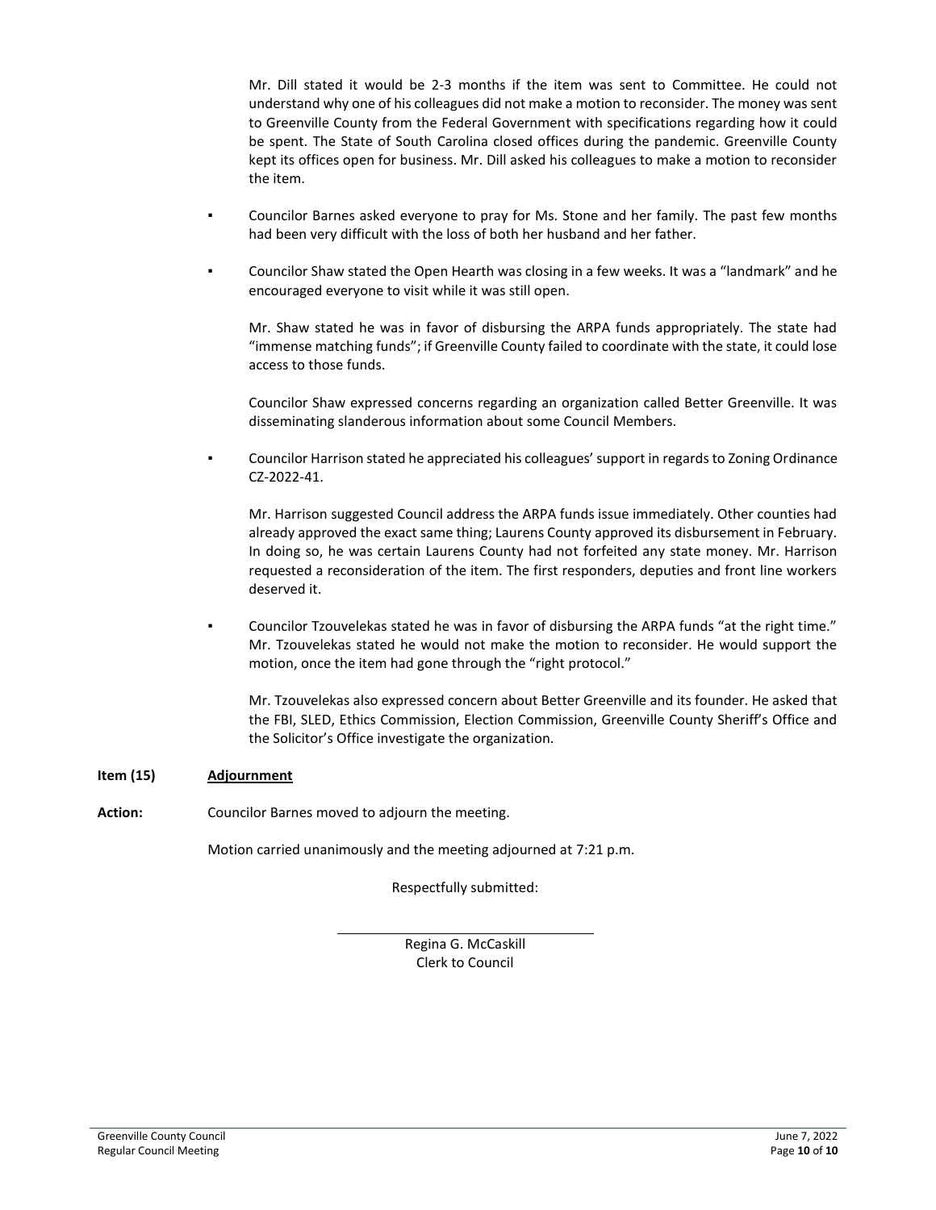Mr. Dill stated it would be 2-3 months if the item was sent to Committee. He could not understand why one of his colleagues did not make a motion to reconsider. The money was sent to Greenville County from the Federal Government with specifications regarding how it could be spent. The State of South Carolina closed offices during the pandemic. Greenville County kept its offices open for business. Mr. Dill asked his colleagues to make a motion to reconsider the item.

- Councilor Barnes asked everyone to pray for Ms. Stone and her family. The past few months had been very difficult with the loss of both her husband and her father.

- Councilor Shaw stated the Open Hearth was closing in a few weeks. It was a "landmark" and he encouraged everyone to visit while it was still open.

  Mr. Shaw stated he was in favor of disbursing the ARPA funds appropriately. The state had "immense matching funds"; if Greenville County failed to coordinate with the state, it could lose access to those funds.

  Councilor Shaw expressed concerns regarding an organization called Better Greenville. It was disseminating slanderous information about some Council Members.

- Councilor Harrison stated he appreciated his colleagues' support in regards to Zoning Ordinance CZ-2022-41.

  Mr. Harrison suggested Council address the ARPA funds issue immediately. Other counties had already approved the exact same thing; Laurens County approved its disbursement in February. In doing so, he was certain Laurens County had not forfeited any state money. Mr. Harrison requested a reconsideration of the item. The first responders, deputies and front line workers deserved it.

- Councilor Tzouvelekas stated he was in favor of disbursing the ARPA funds "at the right time." Mr. Tzouvelekas stated he would not make the motion to reconsider. He would support the motion, once the item had gone through the "right protocol."

  Mr. Tzouvelekas also expressed concern about Better Greenville and its founder. He asked that the FBI, SLED, Ethics Commission, Election Commission, Greenville County Sheriff's Office and the Solicitor's Office investigate the organization.

**Item (15)** **Adjournment**

**Action:** Councilor Barnes moved to adjourn the meeting.

Motion carried unanimously and the meeting adjourned at 7:21 p.m.

Respectfully submitted:

Regina G. McCaskill
Clerk to Council